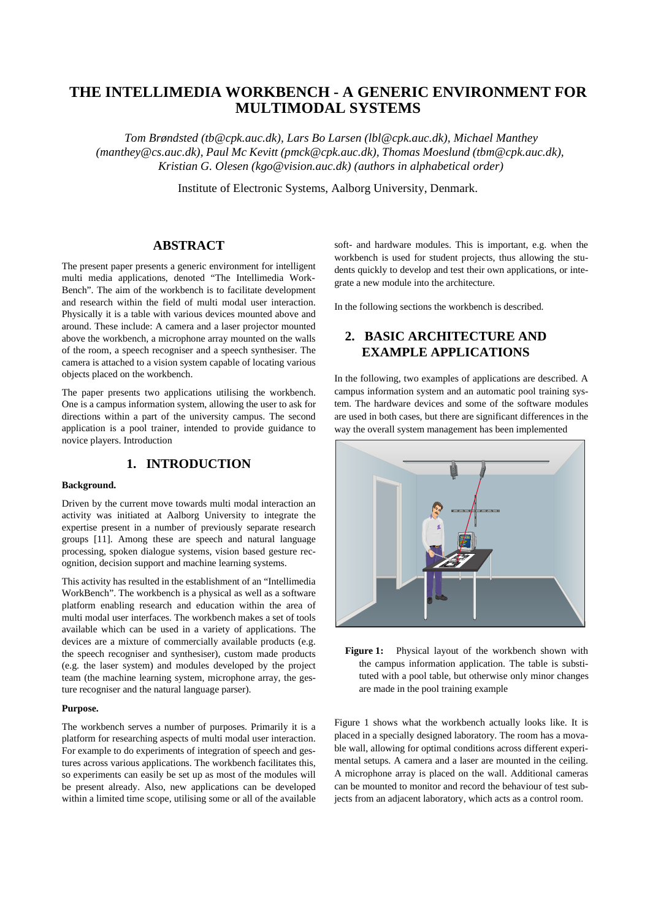# THE INTELLIMEDIA WORKBENCH - A GENERIC ENVIRONMENT FOR MULTIMODAL SYSTEMS

*Tom Brøndsted (tb@cpk.auc.dk), Lars Bo Larsen (lbl@cpk.auc.dk), Michael Manthey (manthey@cs.auc.dk), Paul Mc Kevitt (pmck@cpk.auc.dk), Thomas Moeslund (tbm@cpk.auc.dk), Kristian G. Olesen (kgo@vision.auc.dk) (authors in alphabetical order)*

Institute of Electronic Systems, Aalborg University, Denmark.

## ABSTRACT

The present paper presents a generic environment for intelligent multi media applications, denoted "The Intellimedia WorkBench". The aim of the workbench is to facilitate development and research within the field of multi modal user interaction. Physically it is a table with various devices mounted above and around. These include: A camera and a laser projector mounted above the workbench, a microphone array mounted on the walls of the room, a speech recogniser and a speech synthesiser. The camera is attached to a vision system capable of locating various objects placed on the workbench.

The paper presents two applications utilising the workbench. One is a campus information system, allowing the user to ask for directions within a part of the university campus. The second application is a pool trainer, intended to provide guidance to novice players. Introduction

## 1. INTRODUCTION

**Background.**

Driven by the current move towards multi modal interaction an activity was initiated at Aalborg University to integrate the expertise present in a number of previously separate research groups [11]. Among these are speech and natural language processing, spoken dialogue systems, vision based gesture recognition, decision support and machine learning systems.

This activity has resulted in the establishment of an "Intellimedia WorkBench". The workbench is a physical as well as a software platform enabling research and education within the area of multi modal user interfaces. The workbench makes a set of tools available which can be used in a variety of applications. The devices are a mixture of commercially available products (e.g. the speech recogniser and synthesiser), custom made products (e.g. the laser system) and modules developed by the project team (the machine learning system, microphone array, the gesture recogniser and the natural language parser).

**Purpose.**

The workbench serves a number of purposes. Primarily it is a platform for researching aspects of multi modal user interaction. For example to do experiments of integration of speech and gestures across various applications. The workbench facilitates this, so experiments can easily be set up as most of the modules will be present already. Also, new applications can be developed within a limited time scope, utilising some or all of the available soft- and hardware modules. This is important, e.g. when the workbench is used for student projects, thus allowing the students quickly to develop and test their own applications, or integrate a new module into the architecture.

In the following sections the workbench is described.

## 2. BASIC ARCHITECTURE AND EXAMPLE APPLICATIONS

In the following, two examples of applications are described. A campus information system and an automatic pool training system. The hardware devices and some of the software modules are used in both cases, but there are significant differences in the way the overall system management has been implemented

**Figure 1:** Physical layout of the workbench shown with the campus information application. The table is substituted with a pool table, but otherwise only minor changes are made in the pool training example

Figure 1 shows what the workbench actually looks like. It is placed in a specially designed laboratory. The room has a movable wall, allowing for optimal conditions across different experimental setups. A camera and a laser are mounted in the ceiling. A microphone array is placed on the wall. Additional cameras can be mounted to monitor and record the behaviour of test subjects from an adjacent laboratory, which acts as a control room.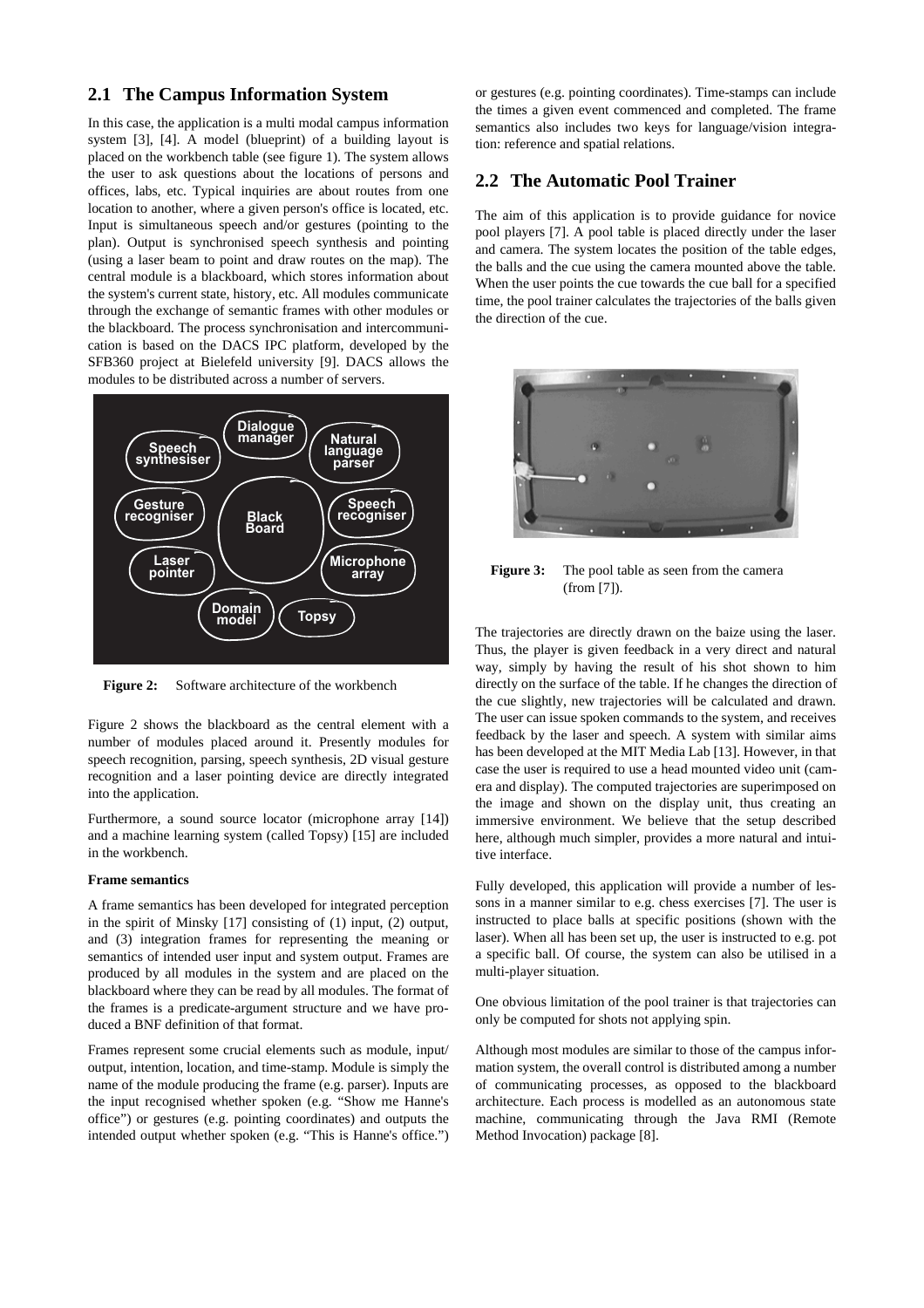## 2.1 The Campus Information System

In this case, the application is a multi modal campus information system [3], [4]. A model (blueprint) of a building layout is placed on the workbench table (see figure 1). The system allows the user to ask questions about the locations of persons and offices, labs, etc. Typical inquiries are about routes from one location to another, where a given person's office is located, etc. Input is simultaneous speech and/or gestures (pointing to the plan). Output is synchronised speech synthesis and pointing (using a laser beam to point and draw routes on the map). The central module is a blackboard, which stores information about the system's current state, history, etc. All modules communicate through the exchange of semantic frames with other modules or the blackboard. The process synchronisation and intercommunication is based on the DACS IPC platform, developed by the SFB360 project at Bielefeld university [9]. DACS allows the modules to be distributed across a number of servers.

**Figure 2:** Software architecture of the workbench

Figure 2 shows the blackboard as the central element with a number of modules placed around it. Presently modules for speech recognition, parsing, speech synthesis, 2D visual gesture recognition and a laser pointing device are directly integrated into the application.

Furthermore, a sound source locator (microphone array [14]) and a machine learning system (called Topsy) [15] are included in the workbench.

**Frame semantics**

A frame semantics has been developed for integrated perception in the spirit of Minsky [17] consisting of (1) input, (2) output, and (3) integration frames for representing the meaning or semantics of intended user input and system output. Frames are produced by all modules in the system and are placed on the blackboard where they can be read by all modules. The format of the frames is a predicate-argument structure and we have produced a BNF definition of that format.

Frames represent some crucial elements such as module, input/output, intention, location, and time-stamp. Module is simply the name of the module producing the frame (e.g. parser). Inputs are the input recognised whether spoken (e.g. "Show me Hanne's office") or gestures (e.g. pointing coordinates) and outputs the intended output whether spoken (e.g. "This is Hanne's office.") or gestures (e.g. pointing coordinates). Time-stamps can include the times a given event commenced and completed. The frame semantics also includes two keys for language/vision integration: reference and spatial relations.

## 2.2 The Automatic Pool Trainer

The aim of this application is to provide guidance for novice pool players [7]. A pool table is placed directly under the laser and camera. The system locates the position of the table edges, the balls and the cue using the camera mounted above the table. When the user points the cue towards the cue ball for a specified time, the pool trainer calculates the trajectories of the balls given the direction of the cue.

**Figure 3:** The pool table as seen from the camera (from [7]).

The trajectories are directly drawn on the baize using the laser. Thus, the player is given feedback in a very direct and natural way, simply by having the result of his shot shown to him directly on the surface of the table. If he changes the direction of the cue slightly, new trajectories will be calculated and drawn. The user can issue spoken commands to the system, and receives feedback by the laser and speech. A system with similar aims has been developed at the MIT Media Lab [13]. However, in that case the user is required to use a head mounted video unit (camera and display). The computed trajectories are superimposed on the image and shown on the display unit, thus creating an immersive environment. We believe that the setup described here, although much simpler, provides a more natural and intuitive interface.

Fully developed, this application will provide a number of lessons in a manner similar to e.g. chess exercises [7]. The user is instructed to place balls at specific positions (shown with the laser). When all has been set up, the user is instructed to e.g. pot a specific ball. Of course, the system can also be utilised in a multi-player situation.

One obvious limitation of the pool trainer is that trajectories can only be computed for shots not applying spin.

Although most modules are similar to those of the campus information system, the overall control is distributed among a number of communicating processes, as opposed to the blackboard architecture. Each process is modelled as an autonomous state machine, communicating through the Java RMI (Remote Method Invocation) package [8].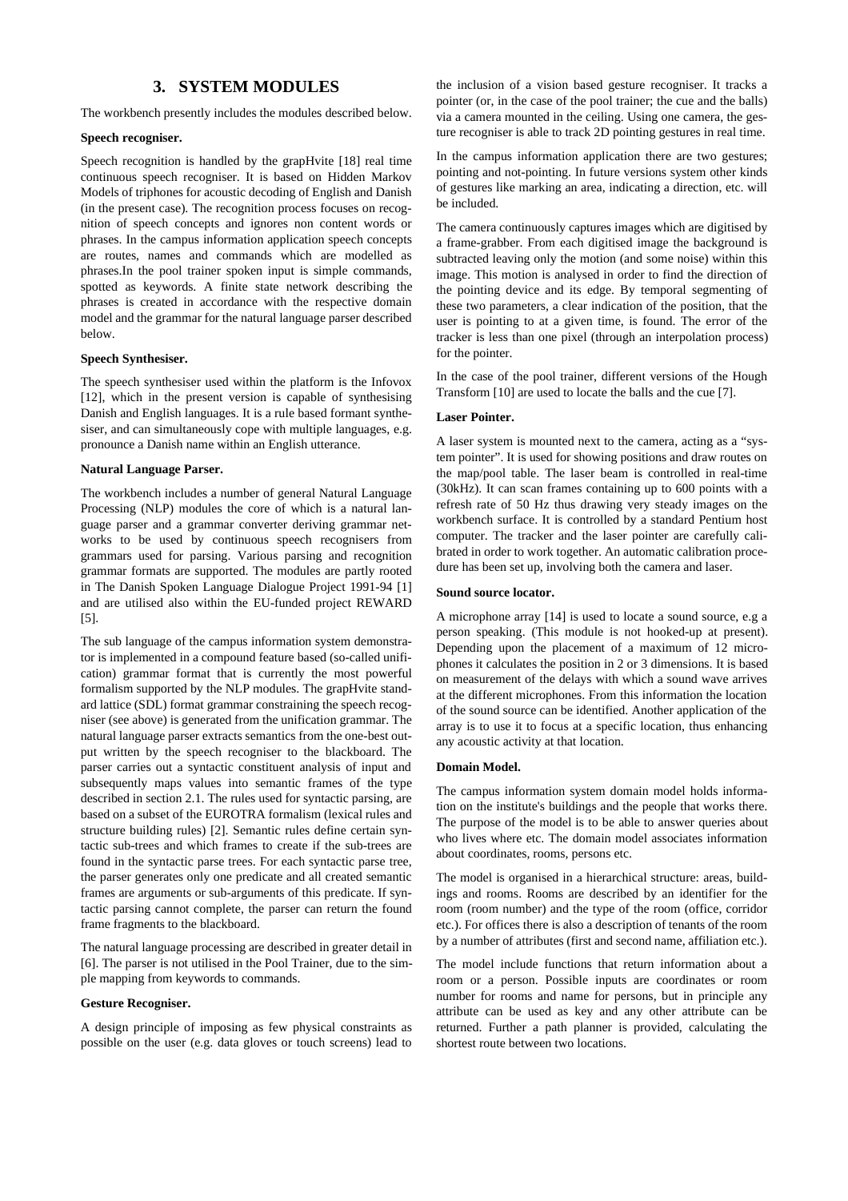# 3. SYSTEM MODULES

The workbench presently includes the modules described below.

**Speech recogniser.**

Speech recognition is handled by the grapHvite [18] real time continuous speech recogniser. It is based on Hidden Markov Models of triphones for acoustic decoding of English and Danish (in the present case). The recognition process focuses on recognition of speech concepts and ignores non content words or phrases. In the campus information application speech concepts are routes, names and commands which are modelled as phrases.In the pool trainer spoken input is simple commands, spotted as keywords. A finite state network describing the phrases is created in accordance with the respective domain model and the grammar for the natural language parser described below.

**Speech Synthesiser.**

The speech synthesiser used within the platform is the Infovox [12], which in the present version is capable of synthesising Danish and English languages. It is a rule based formant synthesiser, and can simultaneously cope with multiple languages, e.g. pronounce a Danish name within an English utterance.

**Natural Language Parser.**

The workbench includes a number of general Natural Language Processing (NLP) modules the core of which is a natural language parser and a grammar converter deriving grammar networks to be used by continuous speech recognisers from grammars used for parsing. Various parsing and recognition grammar formats are supported. The modules are partly rooted in The Danish Spoken Language Dialogue Project 1991-94 [1] and are utilised also within the EU-funded project REWARD [5].

The sub language of the campus information system demonstrator is implemented in a compound feature based (so-called unification) grammar format that is currently the most powerful formalism supported by the NLP modules. The grapHvite standard lattice (SDL) format grammar constraining the speech recogniser (see above) is generated from the unification grammar. The natural language parser extracts semantics from the one-best output written by the speech recogniser to the blackboard. The parser carries out a syntactic constituent analysis of input and subsequently maps values into semantic frames of the type described in section 2.1. The rules used for syntactic parsing, are based on a subset of the EUROTRA formalism (lexical rules and structure building rules) [2]. Semantic rules define certain syntactic sub-trees and which frames to create if the sub-trees are found in the syntactic parse trees. For each syntactic parse tree, the parser generates only one predicate and all created semantic frames are arguments or sub-arguments of this predicate. If syntactic parsing cannot complete, the parser can return the found frame fragments to the blackboard.

The natural language processing are described in greater detail in [6]. The parser is not utilised in the Pool Trainer, due to the simple mapping from keywords to commands.

**Gesture Recogniser.**

A design principle of imposing as few physical constraints as possible on the user (e.g. data gloves or touch screens) lead to the inclusion of a vision based gesture recogniser. It tracks a pointer (or, in the case of the pool trainer; the cue and the balls) via a camera mounted in the ceiling. Using one camera, the gesture recogniser is able to track 2D pointing gestures in real time.

In the campus information application there are two gestures; pointing and not-pointing. In future versions system other kinds of gestures like marking an area, indicating a direction, etc. will be included.

The camera continuously captures images which are digitised by a frame-grabber. From each digitised image the background is subtracted leaving only the motion (and some noise) within this image. This motion is analysed in order to find the direction of the pointing device and its edge. By temporal segmenting of these two parameters, a clear indication of the position, that the user is pointing to at a given time, is found. The error of the tracker is less than one pixel (through an interpolation process) for the pointer.

In the case of the pool trainer, different versions of the Hough Transform [10] are used to locate the balls and the cue [7].

**Laser Pointer.**

A laser system is mounted next to the camera, acting as a "system pointer". It is used for showing positions and draw routes on the map/pool table. The laser beam is controlled in real-time (30kHz). It can scan frames containing up to 600 points with a refresh rate of 50 Hz thus drawing very steady images on the workbench surface. It is controlled by a standard Pentium host computer. The tracker and the laser pointer are carefully calibrated in order to work together. An automatic calibration procedure has been set up, involving both the camera and laser.

**Sound source locator.**

A microphone array [14] is used to locate a sound source, e.g a person speaking. (This module is not hooked-up at present). Depending upon the placement of a maximum of 12 microphones it calculates the position in 2 or 3 dimensions. It is based on measurement of the delays with which a sound wave arrives at the different microphones. From this information the location of the sound source can be identified. Another application of the array is to use it to focus at a specific location, thus enhancing any acoustic activity at that location.

**Domain Model.**

The campus information system domain model holds information on the institute's buildings and the people that works there. The purpose of the model is to be able to answer queries about who lives where etc. The domain model associates information about coordinates, rooms, persons etc.

The model is organised in a hierarchical structure: areas, buildings and rooms. Rooms are described by an identifier for the room (room number) and the type of the room (office, corridor etc.). For offices there is also a description of tenants of the room by a number of attributes (first and second name, affiliation etc.).

The model include functions that return information about a room or a person. Possible inputs are coordinates or room number for rooms and name for persons, but in principle any attribute can be used as key and any other attribute can be returned. Further a path planner is provided, calculating the shortest route between two locations.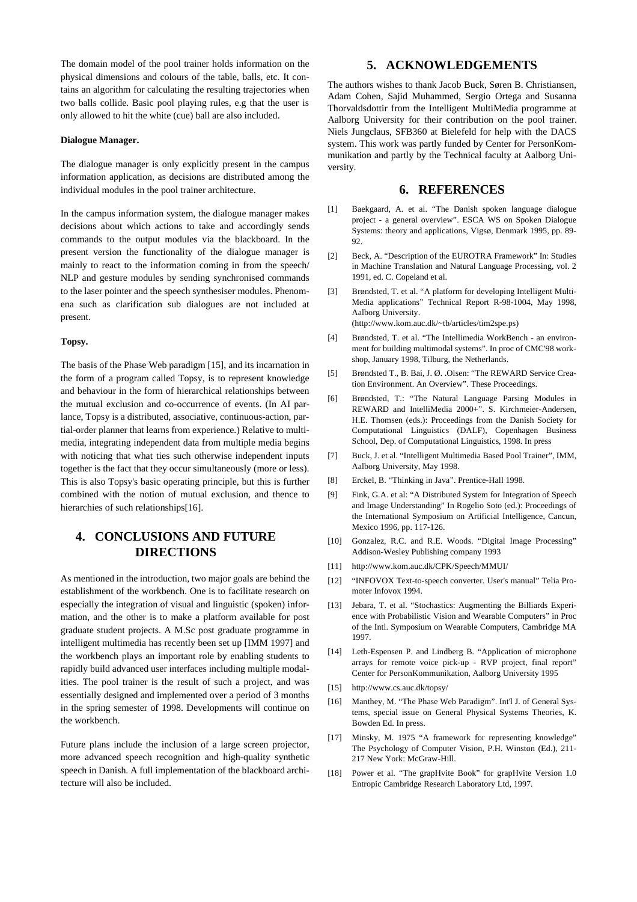The domain model of the pool trainer holds information on the physical dimensions and colours of the table, balls, etc. It contains an algorithm for calculating the resulting trajectories when two balls collide. Basic pool playing rules, e.g that the user is only allowed to hit the white (cue) ball are also included.

**Dialogue Manager.**

The dialogue manager is only explicitly present in the campus information application, as decisions are distributed among the individual modules in the pool trainer architecture.

In the campus information system, the dialogue manager makes decisions about which actions to take and accordingly sends commands to the output modules via the blackboard. In the present version the functionality of the dialogue manager is mainly to react to the information coming in from the speech/ NLP and gesture modules by sending synchronised commands to the laser pointer and the speech synthesiser modules. Phenomena such as clarification sub dialogues are not included at present.

**Topsy.**

The basis of the Phase Web paradigm [15], and its incarnation in the form of a program called Topsy, is to represent knowledge and behaviour in the form of hierarchical relationships between the mutual exclusion and co-occurrence of events. (In AI parlance, Topsy is a distributed, associative, continuous-action, partial-order planner that learns from experience.) Relative to multimedia, integrating independent data from multiple media begins with noticing that what ties such otherwise independent inputs together is the fact that they occur simultaneously (more or less). This is also Topsy's basic operating principle, but this is further combined with the notion of mutual exclusion, and thence to hierarchies of such relationships[16].

## 4. CONCLUSIONS AND FUTURE DIRECTIONS

As mentioned in the introduction, two major goals are behind the establishment of the workbench. One is to facilitate research on especially the integration of visual and linguistic (spoken) information, and the other is to make a platform available for post graduate student projects. A M.Sc post graduate programme in intelligent multimedia has recently been set up [IMM 1997] and the workbench plays an important role by enabling students to rapidly build advanced user interfaces including multiple modalities. The pool trainer is the result of such a project, and was essentially designed and implemented over a period of 3 months in the spring semester of 1998. Developments will continue on the workbench.

Future plans include the inclusion of a large screen projector, more advanced speech recognition and high-quality synthetic speech in Danish. A full implementation of the blackboard architecture will also be included.

## 5. ACKNOWLEDGEMENTS

The authors wishes to thank Jacob Buck, Søren B. Christiansen, Adam Cohen, Sajid Muhammed, Sergio Ortega and Susanna Thorvaldsdottir from the Intelligent MultiMedia programme at Aalborg University for their contribution on the pool trainer. Niels Jungclaus, SFB360 at Bielefeld for help with the DACS system. This work was partly funded by Center for PersonKommunikation and partly by the Technical faculty at Aalborg University.

## 6. REFERENCES

[1] Baekgaard, A. et al. "The Danish spoken language dialogue project - a general overview". ESCA WS on Spoken Dialogue Systems: theory and applications, Vigsø, Denmark 1995, pp. 89-92.

[2] Beck, A. "Description of the EUROTRA Framework" In: Studies in Machine Translation and Natural Language Processing, vol. 2 1991, ed. C. Copeland et al.

[3] Brøndsted, T. et al. "A platform for developing Intelligent MultiMedia applications" Technical Report R-98-1004, May 1998, Aalborg University. (http://www.kom.auc.dk/~tb/articles/tim2spe.ps)

[4] Brøndsted, T. et al. "The Intellimedia WorkBench - an environment for building multimodal systems". In proc of CMC'98 workshop, January 1998, Tilburg, the Netherlands.

[5] Brøndsted T., B. Bai, J. Ø. .Olsen: "The REWARD Service Creation Environment. An Overview". These Proceedings.

[6] Brøndsted, T.: "The Natural Language Parsing Modules in REWARD and IntelliMedia 2000+". S. Kirchmeier-Andersen, H.E. Thomsen (eds.): Proceedings from the Danish Society for Computational Linguistics (DALF), Copenhagen Business School, Dep. of Computational Linguistics, 1998. In press

[7] Buck, J. et al. "Intelligent Multimedia Based Pool Trainer", IMM, Aalborg University, May 1998.

[8] Erckel, B. "Thinking in Java". Prentice-Hall 1998.

[9] Fink, G.A. et al: "A Distributed System for Integration of Speech and Image Understanding" In Rogelio Soto (ed.): Proceedings of the International Symposium on Artificial Intelligence, Cancun, Mexico 1996, pp. 117-126.

[10] Gonzalez, R.C. and R.E. Woods. "Digital Image Processing" Addison-Wesley Publishing company 1993

[11] http://www.kom.auc.dk/CPK/Speech/MMUI/

[12] "INFOVOX Text-to-speech converter. User's manual" Telia Promoter Infovox 1994.

[13] Jebara, T. et al. "Stochastics: Augmenting the Billiards Experience with Probabilistic Vision and Wearable Computers" in Proc of the Intl. Symposium on Wearable Computers, Cambridge MA 1997.

[14] Leth-Espensen P. and Lindberg B. "Application of microphone arrays for remote voice pick-up - RVP project, final report" Center for PersonKommunikation, Aalborg University 1995

[15] http://www.cs.auc.dk/topsy/

[16] Manthey, M. "The Phase Web Paradigm". Int'l J. of General Systems, special issue on General Physical Systems Theories, K. Bowden Ed. In press.

[17] Minsky, M. 1975 "A framework for representing knowledge" The Psychology of Computer Vision, P.H. Winston (Ed.), 211-217 New York: McGraw-Hill.

[18] Power et al. "The grapHvite Book" for grapHvite Version 1.0 Entropic Cambridge Research Laboratory Ltd, 1997.